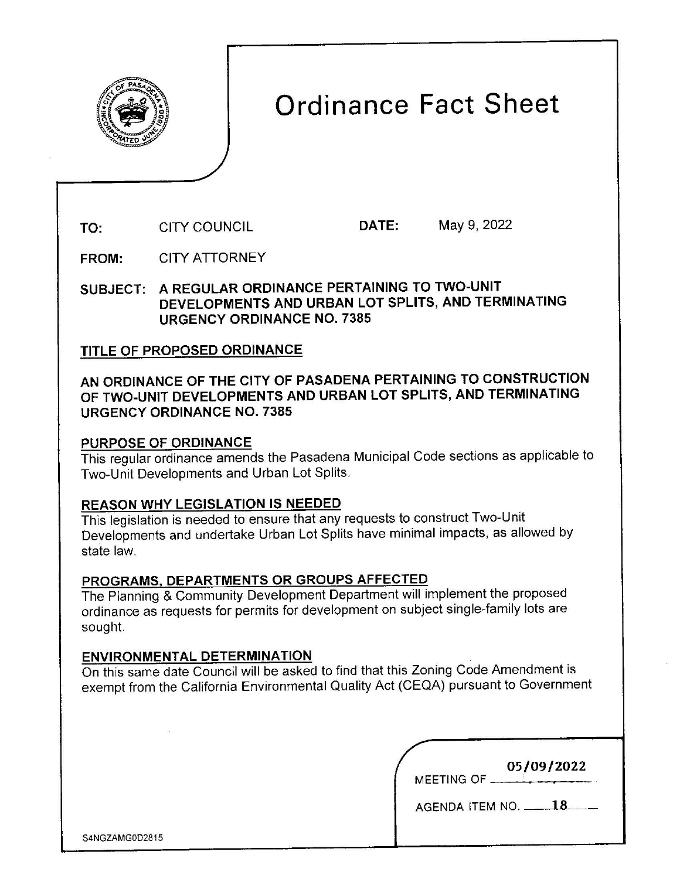# Ordinance Fact Sheet

**TO:** CITY COUNCIL **DATE:** May 9, 2022

**FROM:** CITY ATTORNEY

**SUBJECT: A REGULAR ORDINANCE PERTAINING TO TWO-UNIT DEVELOPMENTS AND URBAN LOT SPLITS, AND TERMINATING URGENCY ORDINANCE NO. 7385**

## TITLE OF PROPOSED ORDINANCE

**AN ORDINANCE OF THE CITY OF PASADENA PERTAINING TO CONSTRUCTION OF TWO-UNIT DEVELOPMENTS AND URBAN LOT SPLITS, AND TERMINATING URGENCY ORDINANCE NO. 7385**

## PURPOSE OF ORDINANCE

This regular ordinance amends the Pasadena Municipal Code sections as applicable to Two-Unit Developments and Urban Lot Splits.

## REASON WHY LEGISLATION IS NEEDED

This legislation is needed to ensure that any requests to construct Two-Unit Developments and undertake Urban Lot Splits have minimal impacts, as allowed by state law.

## PROGRAMS, DEPARTMENTS OR GROUPS AFFECTED

The Planning & Community Development Department will implement the proposed ordinance as requests for permits for development on subject single-family lots are sought.

## ENVIRONMENTAL DETERMINATION

On this same date Council will be asked to find that this Zoning Code Amendment is exempt from the California Environmental Quality Act (CEQA) pursuant to Government

MEETING OF 05/09/2022

AGENDA ITEM NO. 18

S4NGZAMG0D2815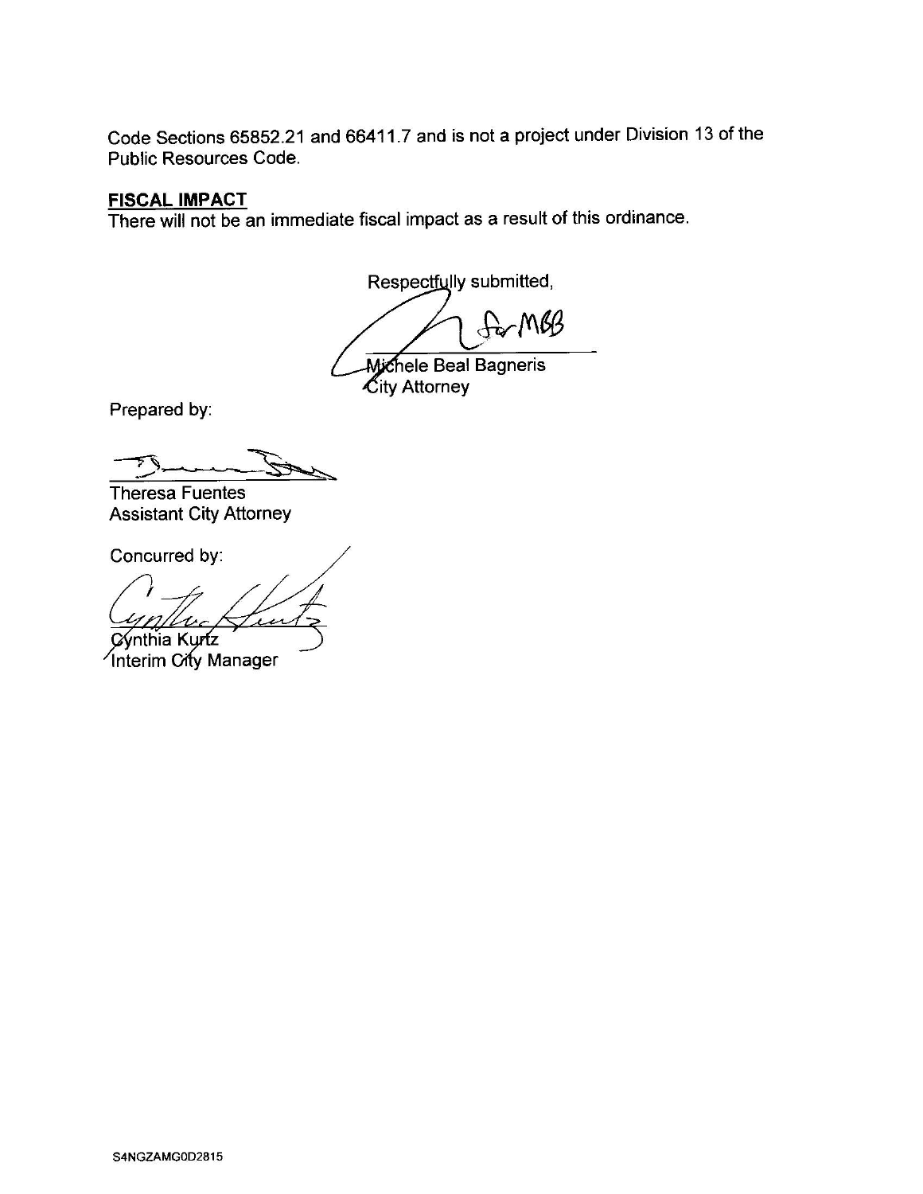Code Sections 65852.21 and 66411.7 and is not a project under Division 13 of the Public Resources Code.

**FISCAL IMPACT**

There will not be an immediate fiscal impact as a result of this ordinance.

Respectfully submitted,

for MBB

Michele Beal Bagneris
City Attorney

Prepared by:

Theresa Fuentes
Assistant City Attorney

Concurred by:

Cynthia Kurtz
Interim City Manager

S4NGZAMG0D2815